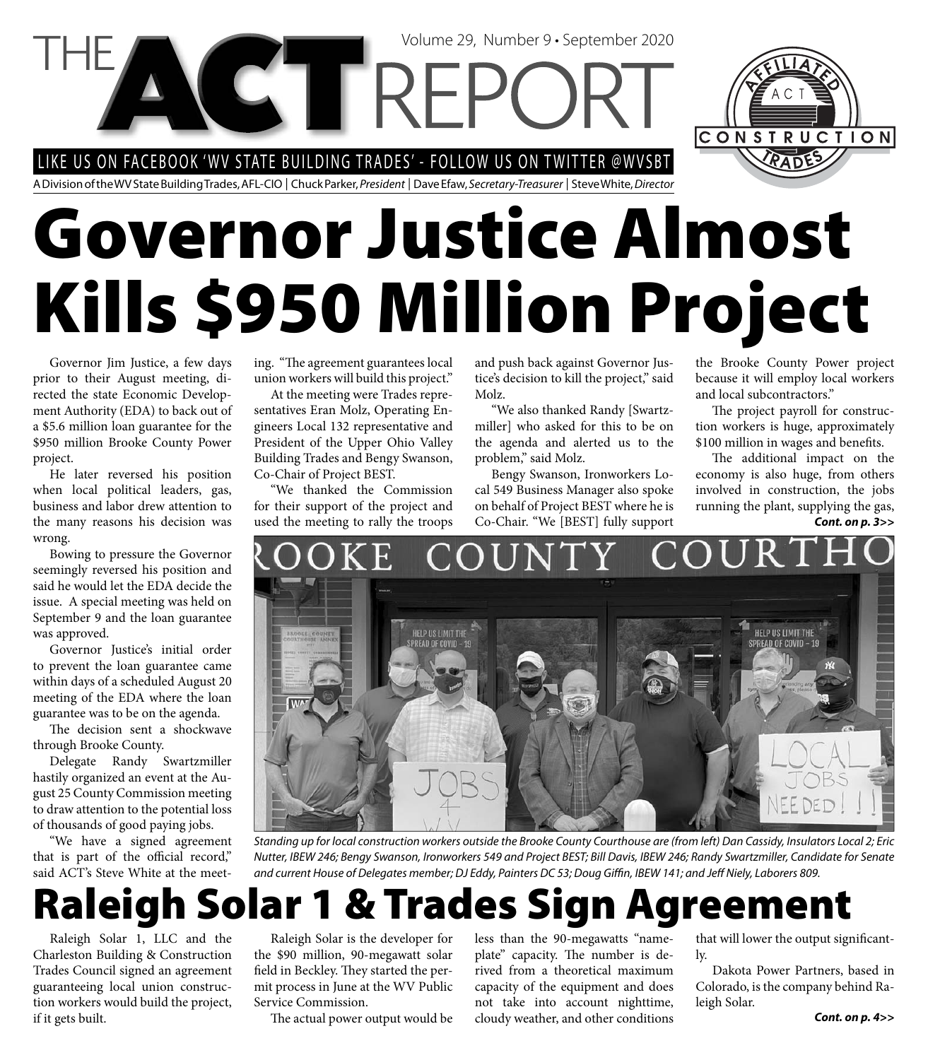# THE ACT REPORT

Volume 29, Number 9 • September 2020

LIKE US ON FACEBOOK 'WV STATE BUILDING TRADES' - FOLLOW US ON TWITTER @WVSBT

A Division of the WV State Building Trades, AFL-CIO | Chuck Parker, *President* | Dave Efaw, *Secretary-Treasurer* | Steve White, *Director*

# Governor Justice Almost Kills $950 Million Project

Governor Jim Justice, a few days prior to their August meeting, directed the state Economic Development Authority (EDA) to back out of a $5.6 million loan guarantee for the $950 million Brooke County Power project.

He later reversed his position when local political leaders, gas, business and labor drew attention to the many reasons his decision was wrong.

Bowing to pressure the Governor seemingly reversed his position and said he would let the EDA decide the issue. A special meeting was held on September 9 and the loan guarantee was approved.

Governor Justice's initial order to prevent the loan guarantee came within days of a scheduled August 20 meeting of the EDA where the loan guarantee was to be on the agenda.

The decision sent a shockwave through Brooke County.

Delegate Randy Swartzmiller hastily organized an event at the August 25 County Commission meeting to draw attention to the potential loss of thousands of good paying jobs.

"We have a signed agreement that is part of the official record," said ACT's Steve White at the meeting. "The agreement guarantees local union workers will build this project."

At the meeting were Trades representatives Eran Molz, Operating Engineers Local 132 representative and President of the Upper Ohio Valley Building Trades and Bengy Swanson, Co-Chair of Project BEST.

"We thanked the Commission for their support of the project and used the meeting to rally the troops and push back against Governor Justice's decision to kill the project," said Molz.

"We also thanked Randy [Swartzmiller] who asked for this to be on the agenda and alerted us to the problem," said Molz.

Bengy Swanson, Ironworkers Local 549 Business Manager also spoke on behalf of Project BEST where he is Co-Chair. "We [BEST] fully support the Brooke County Power project because it will employ local workers and local subcontractors."

The project payroll for construction workers is huge, approximately $100 million in wages and benefits.

The additional impact on the economy is also huge, from others involved in construction, the jobs running the plant, supplying the gas,

***Cont. on p. 3>>***

*Standing up for local construction workers outside the Brooke County Courthouse are (from left) Dan Cassidy, Insulators Local 2; Eric Nutter, IBEW 246; Bengy Swanson, Ironworkers 549 and Project BEST; Bill Davis, IBEW 246; Randy Swartzmiller, Candidate for Senate and current House of Delegates member; DJ Eddy, Painters DC 53; Doug Giffin, IBEW 141; and Jeff Niely, Laborers 809.*

# Raleigh Solar 1 & Trades Sign Agreement

Raleigh Solar 1, LLC and the Charleston Building & Construction Trades Council signed an agreement guaranteeing local union construction workers would build the project, if it gets built.

Raleigh Solar is the developer for the $90 million, 90-megawatt solar field in Beckley. They started the permit process in June at the WV Public Service Commission.

The actual power output would be less than the 90-megawatts "nameplate" capacity. The number is derived from a theoretical maximum capacity of the equipment and does not take into account nighttime, cloudy weather, and other conditions that will lower the output significantly.

Dakota Power Partners, based in Colorado, is the company behind Raleigh Solar.

***Cont. on p. 4>>***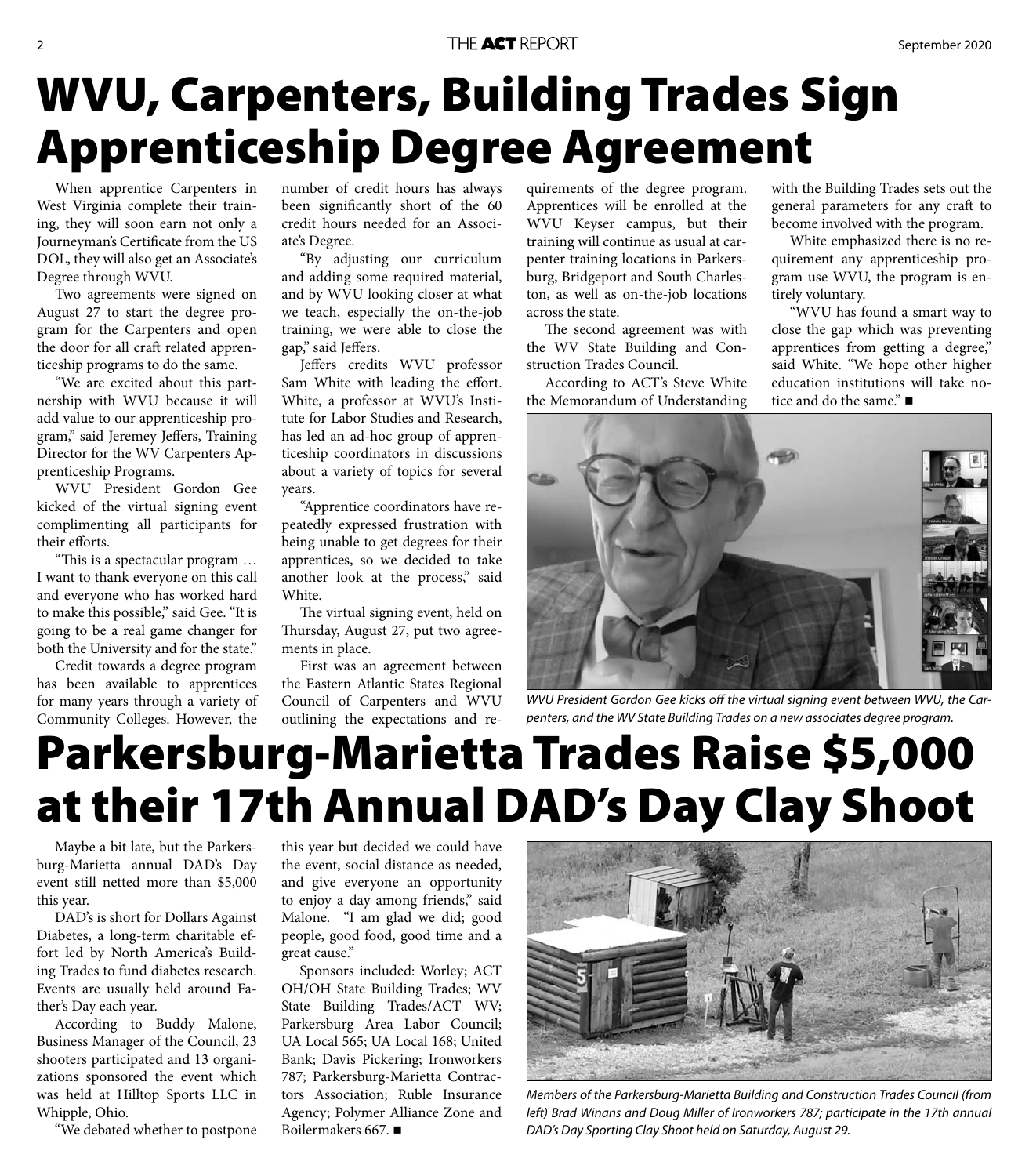# WVU, Carpenters, Building Trades Sign Apprenticeship Degree Agreement

When apprentice Carpenters in West Virginia complete their training, they will soon earn not only a Journeyman's Certificate from the US DOL, they will also get an Associate's Degree through WVU.

Two agreements were signed on August 27 to start the degree program for the Carpenters and open the door for all craft related apprenticeship programs to do the same.

"We are excited about this partnership with WVU because it will add value to our apprenticeship program," said Jeremey Jeffers, Training Director for the WV Carpenters Apprenticeship Programs.

WVU President Gordon Gee kicked of the virtual signing event complimenting all participants for their efforts.

"This is a spectacular program … I want to thank everyone on this call and everyone who has worked hard to make this possible," said Gee. "It is going to be a real game changer for both the University and for the state."

Credit towards a degree program has been available to apprentices for many years through a variety of Community Colleges. However, the number of credit hours has always been significantly short of the 60 credit hours needed for an Associate's Degree.

"By adjusting our curriculum and adding some required material, and by WVU looking closer at what we teach, especially the on-the-job training, we were able to close the gap," said Jeffers.

Jeffers credits WVU professor Sam White with leading the effort. White, a professor at WVU's Institute for Labor Studies and Research, has led an ad-hoc group of apprenticeship coordinators in discussions about a variety of topics for several years.

"Apprentice coordinators have repeatedly expressed frustration with being unable to get degrees for their apprentices, so we decided to take another look at the process," said White.

The virtual signing event, held on Thursday, August 27, put two agreements in place.

First was an agreement between the Eastern Atlantic States Regional Council of Carpenters and WVU outlining the expectations and requirements of the degree program. Apprentices will be enrolled at the WVU Keyser campus, but their training will continue as usual at carpenter training locations in Parkersburg, Bridgeport and South Charleston, as well as on-the-job locations across the state.

The second agreement was with the WV State Building and Construction Trades Council.

According to ACT's Steve White the Memorandum of Understanding with the Building Trades sets out the general parameters for any craft to become involved with the program.

White emphasized there is no requirement any apprenticeship program use WVU, the program is entirely voluntary.

"WVU has found a smart way to close the gap which was preventing apprentices from getting a degree," said White. "We hope other higher education institutions will take notice and do the same." ■

*WVU President Gordon Gee kicks off the virtual signing event between WVU, the Carpenters, and the WV State Building Trades on a new associates degree program.*

# Parkersburg-Marietta Trades Raise $5,000 at their 17th Annual DAD's Day Clay Shoot

Maybe a bit late, but the Parkersburg-Marietta annual DAD's Day event still netted more than $5,000 this year.

DAD's is short for Dollars Against Diabetes, a long-term charitable effort led by North America's Building Trades to fund diabetes research. Events are usually held around Father's Day each year.

According to Buddy Malone, Business Manager of the Council, 23 shooters participated and 13 organizations sponsored the event which was held at Hilltop Sports LLC in Whipple, Ohio.

"We debated whether to postpone this year but decided we could have the event, social distance as needed, and give everyone an opportunity to enjoy a day among friends," said Malone. "I am glad we did; good people, good food, good time and a great cause."

Sponsors included: Worley; ACT OH/OH State Building Trades; WV State Building Trades/ACT WV; Parkersburg Area Labor Council; UA Local 565; UA Local 168; United Bank; Davis Pickering; Ironworkers 787; Parkersburg-Marietta Contractors Association; Ruble Insurance Agency; Polymer Alliance Zone and Boilermakers 667. ■

*Members of the Parkersburg-Marietta Building and Construction Trades Council (from left) Brad Winans and Doug Miller of Ironworkers 787; participate in the 17th annual DAD's Day Sporting Clay Shoot held on Saturday, August 29.*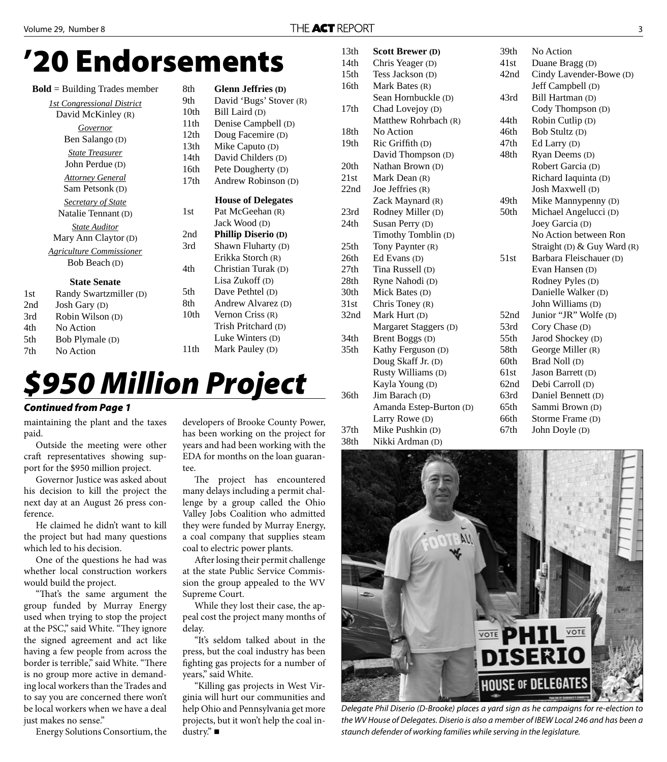# '20 Endorsements

**Bold** = Building Trades member

*1st Congressional District*
David McKinley (R)

*Governor*
Ben Salango (D)

*State Treasurer*
John Perdue (D)

*Attorney General*
Sam Petsonk (D)

*Secretary of State*
Natalie Tennant (D)

*State Auditor*
Mary Ann Claytor (D)

*Agriculture Commissioner*
Bob Beach (D)

### State Senate

| | |
|---|---|
| 1st | Randy Swartzmiller (D) |
| 2nd | Josh Gary (D) |
| 3rd | Robin Wilson (D) |
| 4th | No Action |
| 5th | Bob Plymale (D) |
| 7th | No Action |
| 8th | **Glenn Jeffries (D)** |
| 9th | David 'Bugs' Stover (R) |
| 10th | Bill Laird (D) |
| 11th | Denise Campbell (D) |
| 12th | Doug Facemire (D) |
| 13th | Mike Caputo (D) |
| 14th | David Childers (D) |
| 16th | Pete Dougherty (D) |
| 17th | Andrew Robinson (D) |

### House of Delegates

| | |
|---|---|
| 1st | Pat McGeehan (R) |
| | Jack Wood (D) |
| 2nd | **Phillip Diserio (D)** |
| 3rd | Shawn Fluharty (D) |
| | Erikka Storch (R) |
| 4th | Christian Turak (D) |
| | Lisa Zukoff (D) |
| 5th | Dave Pethtel (D) |
| 8th | Andrew Alvarez (D) |
| 10th | Vernon Criss (R) |
| | Trish Pritchard (D) |
| | Luke Winters (D) |
| 11th | Mark Pauley (D) |
| 13th | **Scott Brewer (D)** |
| 14th | Chris Yeager (D) |
| 15th | Tess Jackson (D) |
| 16th | Mark Bates (R) |
| | Sean Hornbuckle (D) |
| 17th | Chad Lovejoy (D) |
| | Matthew Rohrbach (R) |
| 18th | No Action |
| 19th | Ric Griffith (D) |
| | David Thompson (D) |
| 20th | Nathan Brown (D) |
| 21st | Mark Dean (R) |
| 22nd | Joe Jeffries (R) |
| | Zack Maynard (R) |
| 23rd | Rodney Miller (D) |
| 24th | Susan Perry (D) |
| | Timothy Tomblin (D) |
| 25th | Tony Paynter (R) |
| 26th | Ed Evans (D) |
| 27th | Tina Russell (D) |
| 28th | Ryne Nahodi (D) |
| 30th | Mick Bates (D) |
| 31st | Chris Toney (R) |
| 32nd | Mark Hurt (D) |
| | Margaret Staggers (D) |
| 34th | Brent Boggs (D) |
| 35th | Kathy Ferguson (D) |
| | Doug Skaff Jr. (D) |
| | Rusty Williams (D) |
| | Kayla Young (D) |
| 36th | Jim Barach (D) |
| | Amanda Estep-Burton (D) |
| | Larry Rowe (D) |
| 37th | Mike Pushkin (D) |
| 38th | Nikki Ardman (D) |
| 39th | No Action |
| 41st | Duane Bragg (D) |
| 42nd | Cindy Lavender-Bowe (D) |
| | Jeff Campbell (D) |
| 43rd | Bill Hartman (D) |
| | Cody Thompson (D) |
| 44th | Robin Cutlip (D) |
| 46th | Bob Stultz (D) |
| 47th | Ed Larry (D) |
| 48th | Ryan Deems (D) |
| | Robert Garcia (D) |
| | Richard Iaquinta (D) |
| | Josh Maxwell (D) |
| 49th | Mike Mannypenny (D) |
| 50th | Michael Angelucci (D) |
| | Joey Garcia (D) |
| | No Action between Ron Straight (D) & Guy Ward (R) |
| 51st | Barbara Fleischauer (D) |
| | Evan Hansen (D) |
| | Rodney Pyles (D) |
| | Danielle Walker (D) |
| | John Williams (D) |
| 52nd | Junior "JR" Wolfe (D) |
| 53rd | Cory Chase (D) |
| 55th | Jarod Shockey (D) |
| 58th | George Miller (R) |
| 60th | Brad Noll (D) |
| 61st | Jason Barrett (D) |
| 62nd | Debi Carroll (D) |
| 63rd | Daniel Bennett (D) |
| 65th | Sammi Brown (D) |
| 66th | Storme Frame (D) |
| 67th | John Doyle (D) |

# *$950 Million Project*

***Continued from Page 1***

maintaining the plant and the taxes paid.

Outside the meeting were other craft representatives showing support for the $950 million project.

Governor Justice was asked about his decision to kill the project the next day at an August 26 press conference.

He claimed he didn't want to kill the project but had many questions which led to his decision.

One of the questions he had was whether local construction workers would build the project.

"That's the same argument the group funded by Murray Energy used when trying to stop the project at the PSC," said White. "They ignore the signed agreement and act like having a few people from across the border is terrible," said White. "There is no group more active in demanding local workers than the Trades and to say you are concerned there won't be local workers when we have a deal just makes no sense."

Energy Solutions Consortium, the developers of Brooke County Power, has been working on the project for years and had been working with the EDA for months on the loan guarantee.

The project has encountered many delays including a permit challenge by a group called the Ohio Valley Jobs Coalition who admitted they were funded by Murray Energy, a coal company that supplies steam coal to electric power plants.

After losing their permit challenge at the state Public Service Commission the group appealed to the WV Supreme Court.

While they lost their case, the appeal cost the project many months of delay.

"It's seldom talked about in the press, but the coal industry has been fighting gas projects for a number of years," said White.

"Killing gas projects in West Virginia will hurt our communities and help Ohio and Pennsylvania get more projects, but it won't help the coal industry." ■

*Delegate Phil Diserio (D-Brooke) places a yard sign as he campaigns for re-election to the WV House of Delegates. Diserio is also a member of IBEW Local 246 and has been a staunch defender of working families while serving in the legislature.*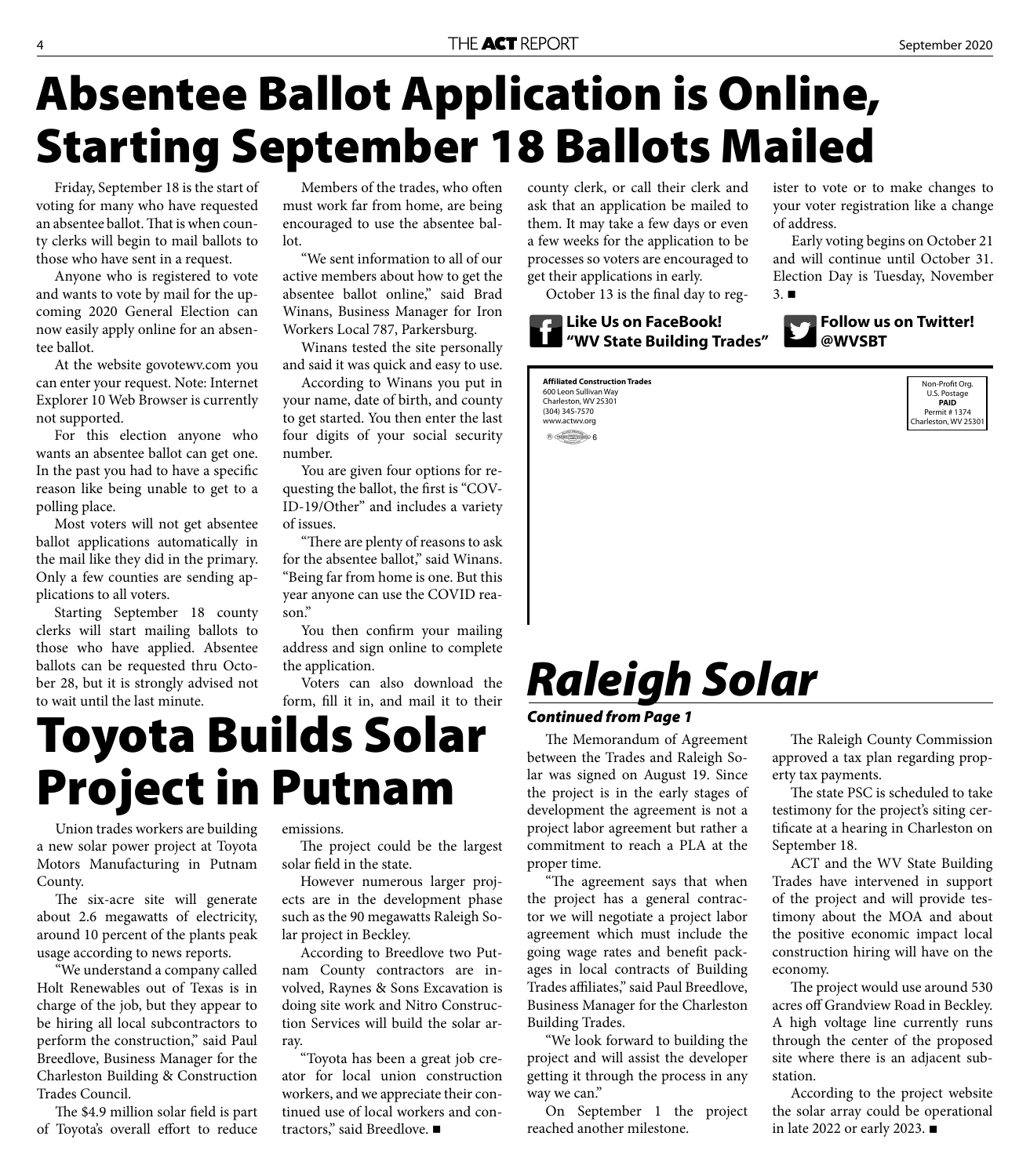# Absentee Ballot Application is Online, Starting September 18 Ballots Mailed

Friday, September 18 is the start of voting for many who have requested an absentee ballot. That is when county clerks will begin to mail ballots to those who have sent in a request.

Anyone who is registered to vote and wants to vote by mail for the upcoming 2020 General Election can now easily apply online for an absentee ballot.

At the website govotewv.com you can enter your request. Note: Internet Explorer 10 Web Browser is currently not supported.

For this election anyone who wants an absentee ballot can get one. In the past you had to have a specific reason like being unable to get to a polling place.

Most voters will not get absentee ballot applications automatically in the mail like they did in the primary. Only a few counties are sending applications to all voters.

Starting September 18 county clerks will start mailing ballots to those who have applied. Absentee ballots can be requested thru October 28, but it is strongly advised not to wait until the last minute.

Members of the trades, who often must work far from home, are being encouraged to use the absentee ballot.

"We sent information to all of our active members about how to get the absentee ballot online," said Brad Winans, Business Manager for Iron Workers Local 787, Parkersburg.

Winans tested the site personally and said it was quick and easy to use.

According to Winans you put in your name, date of birth, and county to get started. You then enter the last four digits of your social security number.

You are given four options for requesting the ballot, the first is "COVID-19/Other" and includes a variety of issues.

"There are plenty of reasons to ask for the absentee ballot," said Winans. "Being far from home is one. But this year anyone can use the COVID reason."

You then confirm your mailing address and sign online to complete the application.

Voters can also download the form, fill it in, and mail it to their county clerk, or call their clerk and ask that an application be mailed to them. It may take a few days or even a few weeks for the application to be processes so voters are encouraged to get their applications in early.

October 13 is the final day to register to vote or to make changes to your voter registration like a change of address.

Early voting begins on October 21 and will continue until October 31. Election Day is Tuesday, November 3. ■

**Like Us on FaceBook! "WV State Building Trades"**

**Follow us on Twitter! @WVSBT**

**Affiliated Construction Trades**
600 Leon Sullivan Way
Charleston, WV 25301
(304) 345-7570
www.actwv.org

Non-Profit Org.
U.S. Postage
**PAID**
Permit # 1374
Charleston, WV 25301

# Toyota Builds Solar Project in Putnam

Union trades workers are building a new solar power project at Toyota Motors Manufacturing in Putnam County.

The six-acre site will generate about 2.6 megawatts of electricity, around 10 percent of the plants peak usage according to news reports.

"We understand a company called Holt Renewables out of Texas is in charge of the job, but they appear to be hiring all local subcontractors to perform the construction," said Paul Breedlove, Business Manager for the Charleston Building & Construction Trades Council.

The $4.9 million solar field is part of Toyota's overall effort to reduce emissions.

The project could be the largest solar field in the state.

However numerous larger projects are in the development phase such as the 90 megawatts Raleigh Solar project in Beckley.

According to Breedlove two Putnam County contractors are involved, Raynes & Sons Excavation is doing site work and Nitro Construction Services will build the solar array.

"Toyota has been a great job creator for local union construction workers, and we appreciate their continued use of local workers and contractors," said Breedlove. ■

# *Raleigh Solar*

***Continued from Page 1***

The Memorandum of Agreement between the Trades and Raleigh Solar was signed on August 19. Since the project is in the early stages of development the agreement is not a project labor agreement but rather a commitment to reach a PLA at the proper time.

"The agreement says that when the project has a general contractor we will negotiate a project labor agreement which must include the going wage rates and benefit packages in local contracts of Building Trades affiliates," said Paul Breedlove, Business Manager for the Charleston Building Trades.

"We look forward to building the project and will assist the developer getting it through the process in any way we can."

On September 1 the project reached another milestone.

The Raleigh County Commission approved a tax plan regarding property tax payments.

The state PSC is scheduled to take testimony for the project's siting certificate at a hearing in Charleston on September 18.

ACT and the WV State Building Trades have intervened in support of the project and will provide testimony about the MOA and about the positive economic impact local construction hiring will have on the economy.

The project would use around 530 acres off Grandview Road in Beckley. A high voltage line currently runs through the center of the proposed site where there is an adjacent substation.

According to the project website the solar array could be operational in late 2022 or early 2023. ■